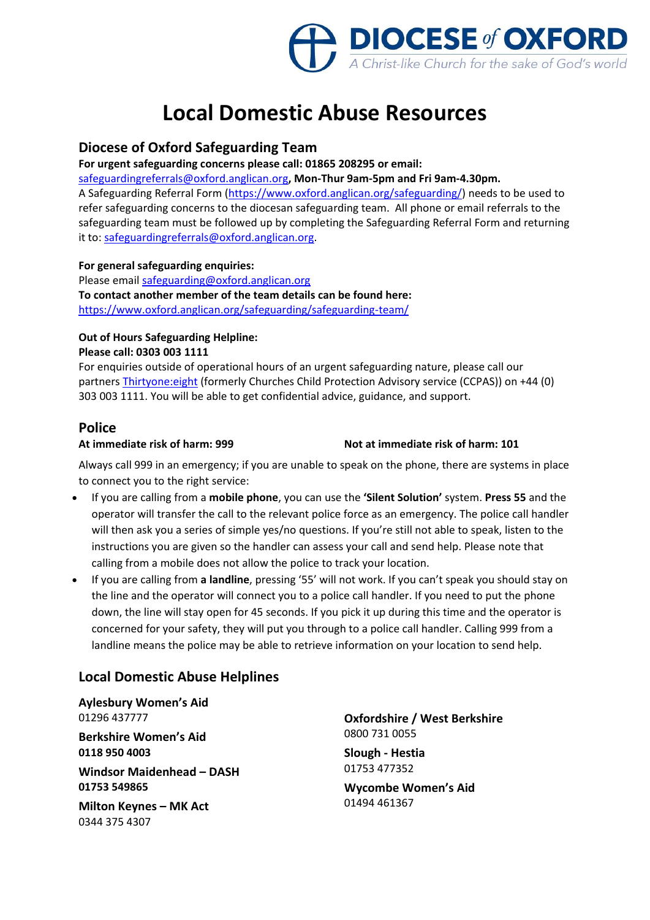**DIOCESE of OXFORD**
*A Christ-like Church for the sake of God's world*

# Local Domestic Abuse Resources

## Diocese of Oxford Safeguarding Team

**For urgent safeguarding concerns please call: 01865 208295 or email:** safeguardingreferrals@oxford.anglican.org**, Mon-Thur 9am-5pm and Fri 9am-4.30pm.**
A Safeguarding Referral Form (https://www.oxford.anglican.org/safeguarding/) needs to be used to refer safeguarding concerns to the diocesan safeguarding team. All phone or email referrals to the safeguarding team must be followed up by completing the Safeguarding Referral Form and returning it to: safeguardingreferrals@oxford.anglican.org.

**For general safeguarding enquiries:**
Please email safeguarding@oxford.anglican.org
**To contact another member of the team details can be found here:**
https://www.oxford.anglican.org/safeguarding/safeguarding-team/

**Out of Hours Safeguarding Helpline:**
**Please call: 0303 003 1111**
For enquiries outside of operational hours of an urgent safeguarding nature, please call our partners Thirtyone:eight (formerly Churches Child Protection Advisory service (CCPAS)) on +44 (0) 303 003 1111. You will be able to get confidential advice, guidance, and support.

## Police

**At immediate risk of harm: 999** **Not at immediate risk of harm: 101**

Always call 999 in an emergency; if you are unable to speak on the phone, there are systems in place to connect you to the right service:

- If you are calling from a **mobile phone**, you can use the **'Silent Solution'** system. **Press 55** and the operator will transfer the call to the relevant police force as an emergency. The police call handler will then ask you a series of simple yes/no questions. If you're still not able to speak, listen to the instructions you are given so the handler can assess your call and send help. Please note that calling from a mobile does not allow the police to track your location.
- If you are calling from **a landline**, pressing '55' will not work. If you can't speak you should stay on the line and the operator will connect you to a police call handler. If you need to put the phone down, the line will stay open for 45 seconds. If you pick it up during this time and the operator is concerned for your safety, they will put you through to a police call handler. Calling 999 from a landline means the police may be able to retrieve information on your location to send help.

## Local Domestic Abuse Helplines

**Aylesbury Women's Aid**
01296 437777

**Berkshire Women's Aid**
**0118 950 4003**

**Windsor Maidenhead – DASH**
**01753 549865**

**Milton Keynes – MK Act**
0344 375 4307

**Oxfordshire / West Berkshire**
0800 731 0055

**Slough - Hestia**
01753 477352

**Wycombe Women's Aid**
01494 461367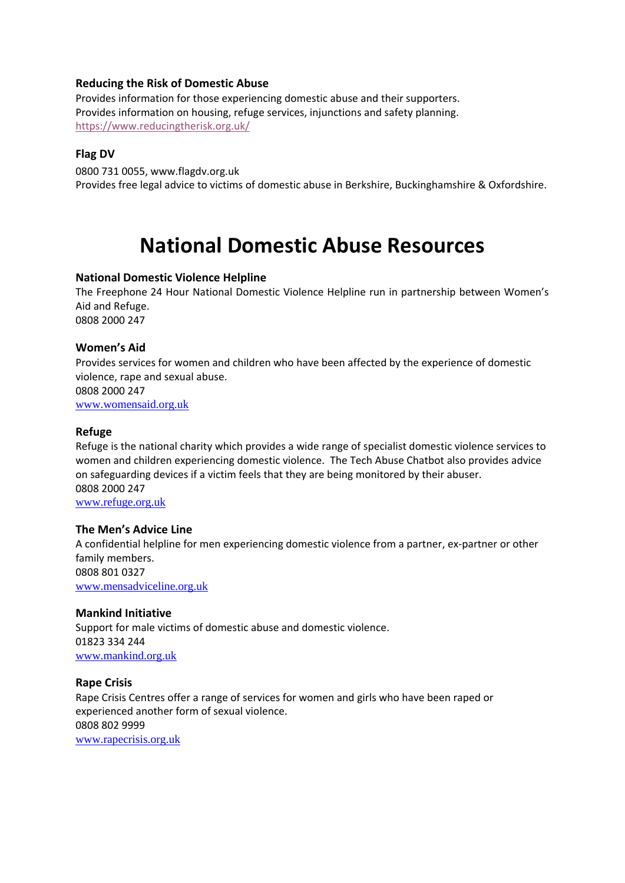### Reducing the Risk of Domestic Abuse

Provides information for those experiencing domestic abuse and their supporters.
Provides information on housing, refuge services, injunctions and safety planning.
https://www.reducingtherisk.org.uk/

### Flag DV

0800 731 0055, www.flagdv.org.uk
Provides free legal advice to victims of domestic abuse in Berkshire, Buckinghamshire & Oxfordshire.

# National Domestic Abuse Resources

### National Domestic Violence Helpline

The Freephone 24 Hour National Domestic Violence Helpline run in partnership between Women's Aid and Refuge.
0808 2000 247

### Women's Aid

Provides services for women and children who have been affected by the experience of domestic violence, rape and sexual abuse.
0808 2000 247
www.womensaid.org.uk

### Refuge

Refuge is the national charity which provides a wide range of specialist domestic violence services to women and children experiencing domestic violence. The Tech Abuse Chatbot also provides advice on safeguarding devices if a victim feels that they are being monitored by their abuser.
0808 2000 247
www.refuge.org.uk

### The Men's Advice Line

A confidential helpline for men experiencing domestic violence from a partner, ex-partner or other family members.
0808 801 0327
www.mensadviceline.org.uk

### Mankind Initiative

Support for male victims of domestic abuse and domestic violence.
01823 334 244
www.mankind.org.uk

### Rape Crisis

Rape Crisis Centres offer a range of services for women and girls who have been raped or experienced another form of sexual violence.
0808 802 9999
www.rapecrisis.org.uk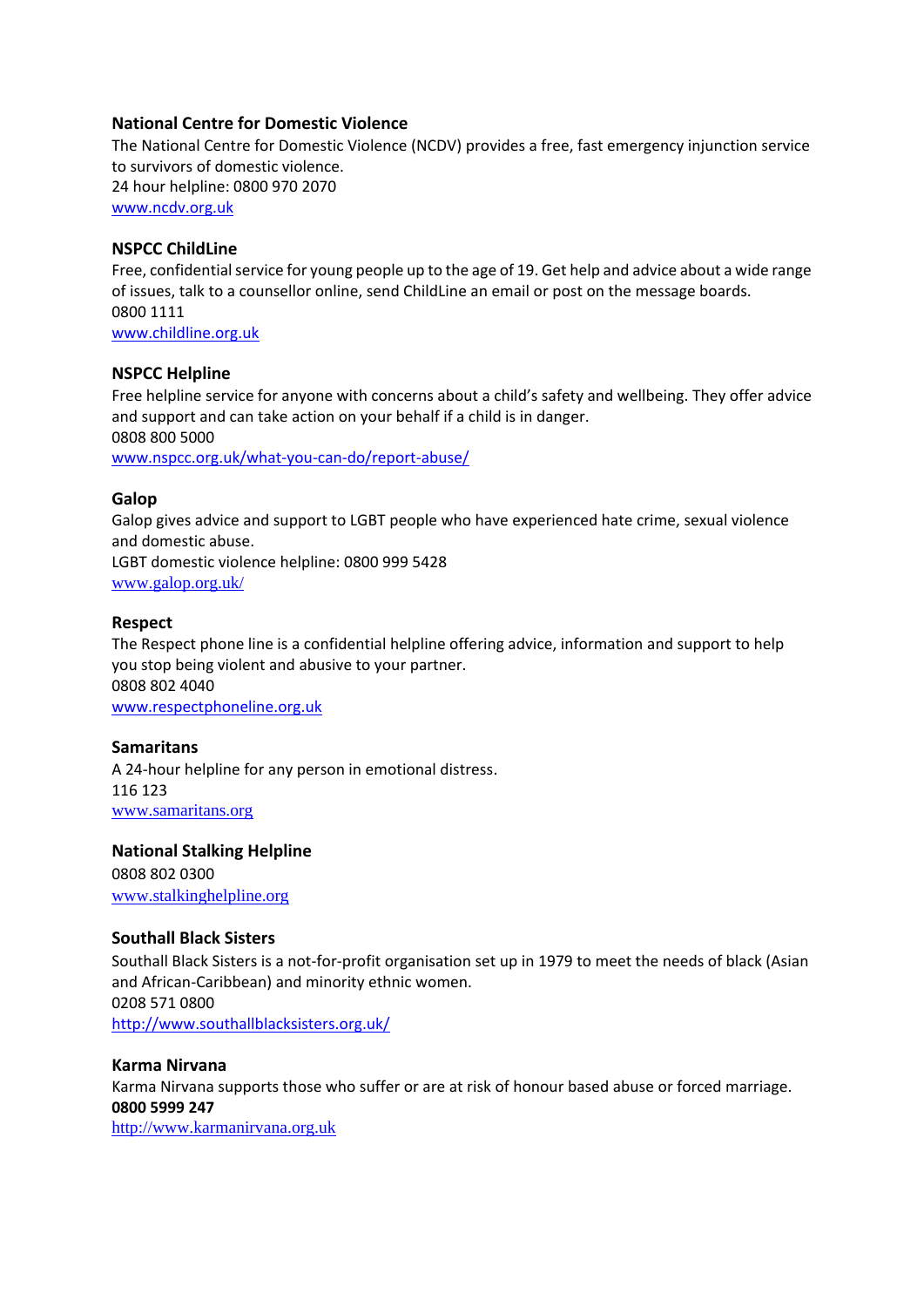### National Centre for Domestic Violence

The National Centre for Domestic Violence (NCDV) provides a free, fast emergency injunction service to survivors of domestic violence.
24 hour helpline: 0800 970 2070
www.ncdv.org.uk

### NSPCC ChildLine

Free, confidential service for young people up to the age of 19. Get help and advice about a wide range of issues, talk to a counsellor online, send ChildLine an email or post on the message boards.
0800 1111
www.childline.org.uk

### NSPCC Helpline

Free helpline service for anyone with concerns about a child's safety and wellbeing. They offer advice and support and can take action on your behalf if a child is in danger.
0808 800 5000
www.nspcc.org.uk/what-you-can-do/report-abuse/

### Galop

Galop gives advice and support to LGBT people who have experienced hate crime, sexual violence and domestic abuse.
LGBT domestic violence helpline: 0800 999 5428
www.galop.org.uk/

### Respect

The Respect phone line is a confidential helpline offering advice, information and support to help you stop being violent and abusive to your partner.
0808 802 4040
www.respectphoneline.org.uk

### Samaritans

A 24-hour helpline for any person in emotional distress.
116 123
www.samaritans.org

### National Stalking Helpline

0808 802 0300
www.stalkinghelpline.org

### Southall Black Sisters

Southall Black Sisters is a not-for-profit organisation set up in 1979 to meet the needs of black (Asian and African-Caribbean) and minority ethnic women.
0208 571 0800
http://www.southallblacksisters.org.uk/

### Karma Nirvana

Karma Nirvana supports those who suffer or are at risk of honour based abuse or forced marriage.
**0800 5999 247**
http://www.karmanirvana.org.uk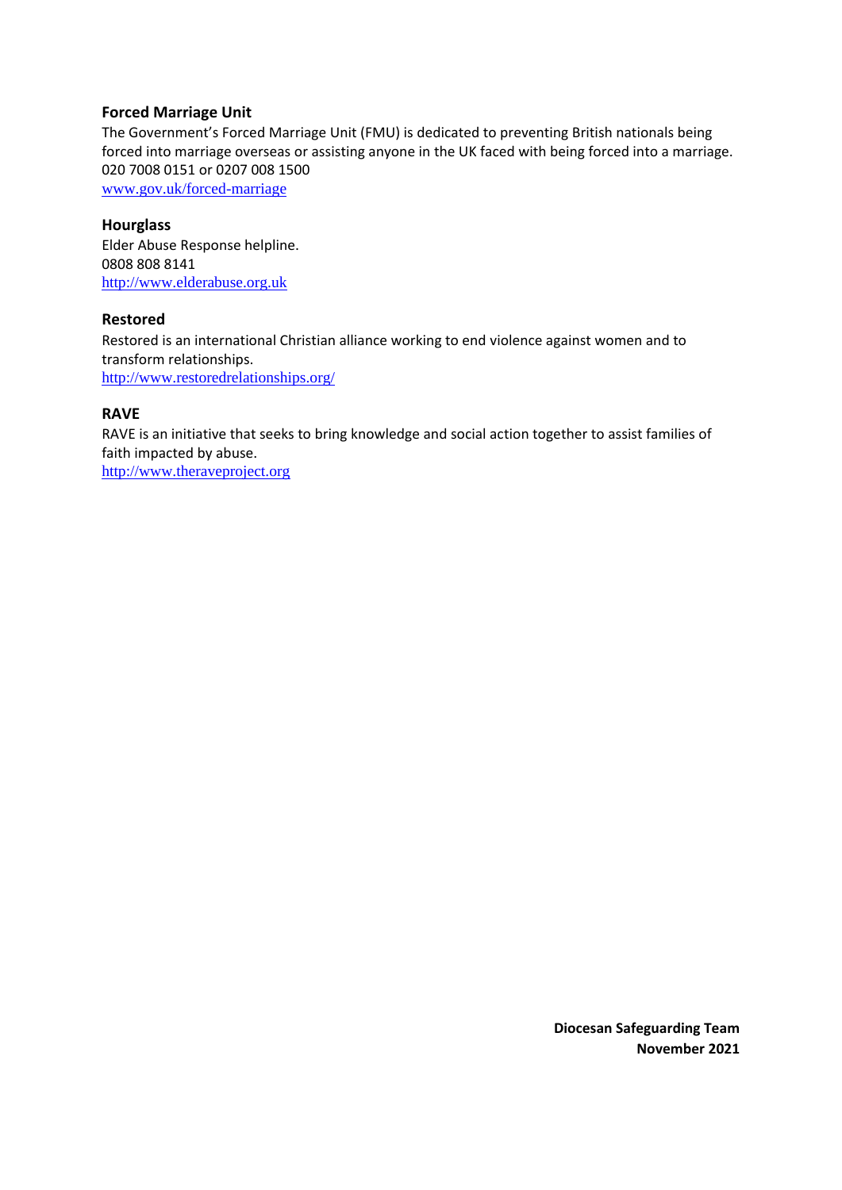**Forced Marriage Unit**

The Government's Forced Marriage Unit (FMU) is dedicated to preventing British nationals being forced into marriage overseas or assisting anyone in the UK faced with being forced into a marriage.
020 7008 0151 or 0207 008 1500
www.gov.uk/forced-marriage

**Hourglass**

Elder Abuse Response helpline.
0808 808 8141
http://www.elderabuse.org.uk

**Restored**

Restored is an international Christian alliance working to end violence against women and to transform relationships.
http://www.restoredrelationships.org/

**RAVE**

RAVE is an initiative that seeks to bring knowledge and social action together to assist families of faith impacted by abuse.
http://www.theraveproject.org

**Diocesan Safeguarding Team**
**November 2021**